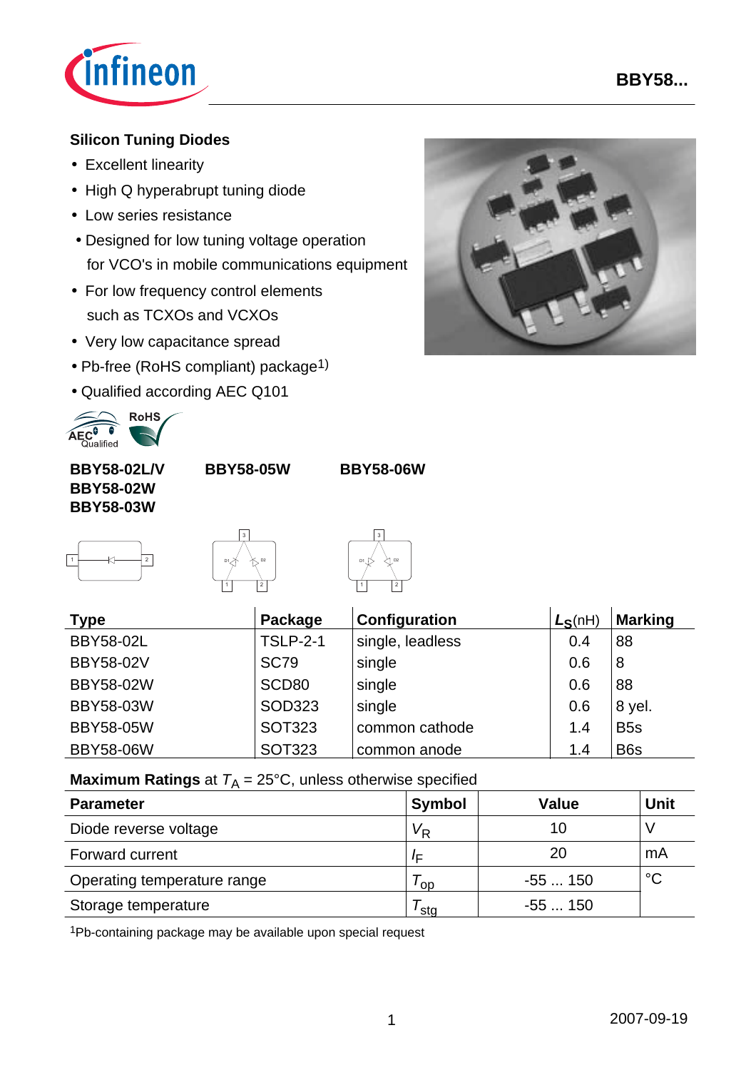## Silicon Tuning Diodes

- Excellent linearity
- High Q hyperabrupt tuning diode
- Low series resistance
- Designed for low tuning voltage operation for VCO's in mobile communications equipment
- For low frequency control elements such as TCXOs and VCXOs
- Very low capacitance spread
- Pb-free (RoHS compliant) package[1)]
- Qualified according AEC Q101

**BBY58-02L/V**
**BBY58-02W**
**BBY58-03W**

**BBY58-05W**

**BBY58-06W**

| Type | Package | Configuration | $L_S$(nH) | Marking |
|---|---|---|---|---|
| BBY58-02L | TSLP-2-1 | single, leadless | 0.4 | 88 |
| BBY58-02V | SC79 | single | 0.6 | 8 |
| BBY58-02W | SCD80 | single | 0.6 | 88 |
| BBY58-03W | SOD323 | single | 0.6 | 8 yel. |
| BBY58-05W | SOT323 | common cathode | 1.4 | B5s |
| BBY58-06W | SOT323 | common anode | 1.4 | B6s |

**Maximum Ratings** at $T_A$ = 25°C, unless otherwise specified

| Parameter | Symbol | Value | Unit |
|---|---|---|---|
| Diode reverse voltage | $V_R$ | 10 | V |
| Forward current | $I_F$ | 20 | mA |
| Operating temperature range | $T_{op}$ | -55 ... 150 | °C |
| Storage temperature | $T_{stg}$ | -55 ... 150 | |

[1]Pb-containing package may be available upon special request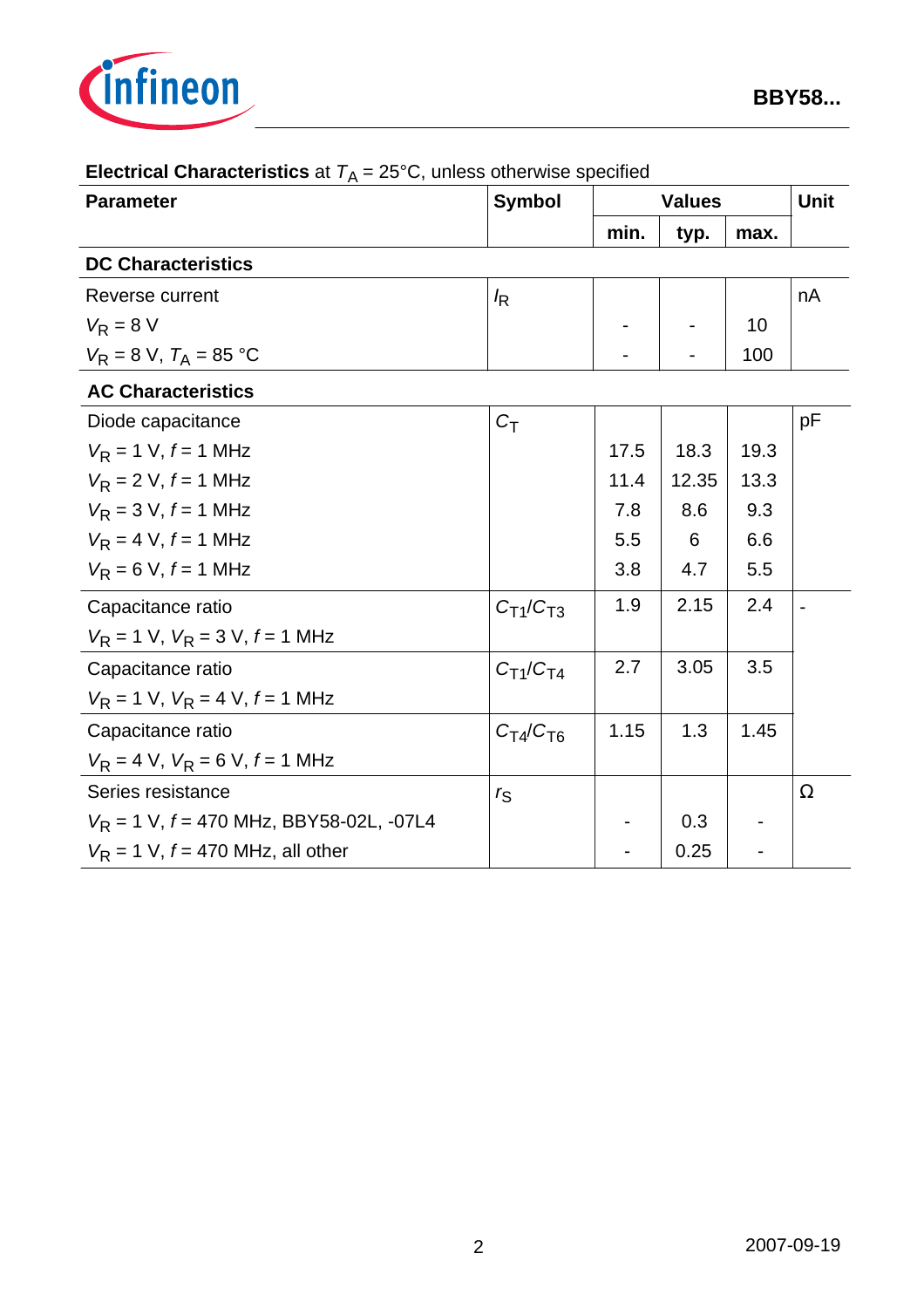**Electrical Characteristics** at $T_A$ = 25°C, unless otherwise specified

| Parameter | Symbol | Values | | | Unit |
|---|---|---|---|---|---|
| | | min. | typ. | max. | |
| **DC Characteristics** | | | | | |
| Reverse current | $I_R$ | | | | nA |
| $V_R$ = 8 V | | - | - | 10 | |
| $V_R$ = 8 V, $T_A$ = 85 °C | | - | - | 100 | |
| **AC Characteristics** | | | | | |
| Diode capacitance | $C_T$ | | | | pF |
| $V_R$ = 1 V, $f$ = 1 MHz | | 17.5 | 18.3 | 19.3 | |
| $V_R$ = 2 V, $f$ = 1 MHz | | 11.4 | 12.35 | 13.3 | |
| $V_R$ = 3 V, $f$ = 1 MHz | | 7.8 | 8.6 | 9.3 | |
| $V_R$ = 4 V, $f$ = 1 MHz | | 5.5 | 6 | 6.6 | |
| $V_R$ = 6 V, $f$ = 1 MHz | | 3.8 | 4.7 | 5.5 | |
| Capacitance ratio<br>$V_R$ = 1 V, $V_R$ = 3 V, $f$ = 1 MHz | $C_{T1}/C_{T3}$ | 1.9 | 2.15 | 2.4 | - |
| Capacitance ratio<br>$V_R$ = 1 V, $V_R$ = 4 V, $f$ = 1 MHz | $C_{T1}/C_{T4}$ | 2.7 | 3.05 | 3.5 | |
| Capacitance ratio<br>$V_R$ = 4 V, $V_R$ = 6 V, $f$ = 1 MHz | $C_{T4}/C_{T6}$ | 1.15 | 1.3 | 1.45 | |
| Series resistance | $r_S$ | | | | Ω |
| $V_R$ = 1 V, $f$ = 470 MHz, BBY58-02L, -07L4 | | - | 0.3 | - | |
| $V_R$ = 1 V, $f$ = 470 MHz, all other | | - | 0.25 | - | |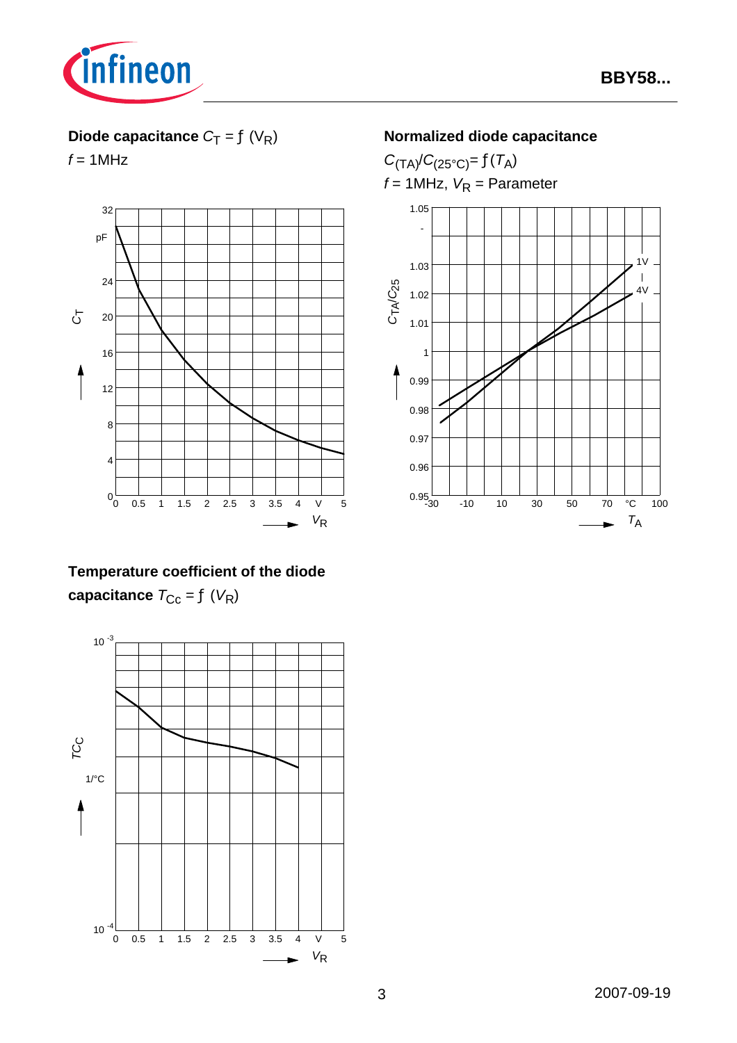**Diode capacitance** $C_T = f\ (V_R)$

$f$ = 1MHz

**Normalized diode capacitance**

$C_{(TA)}/C_{(25°C)} = f\,(T_A)$

$f$ = 1MHz, $V_R$ = Parameter

**Temperature coefficient of the diode capacitance** $T_{Cc} = f\ (V_R)$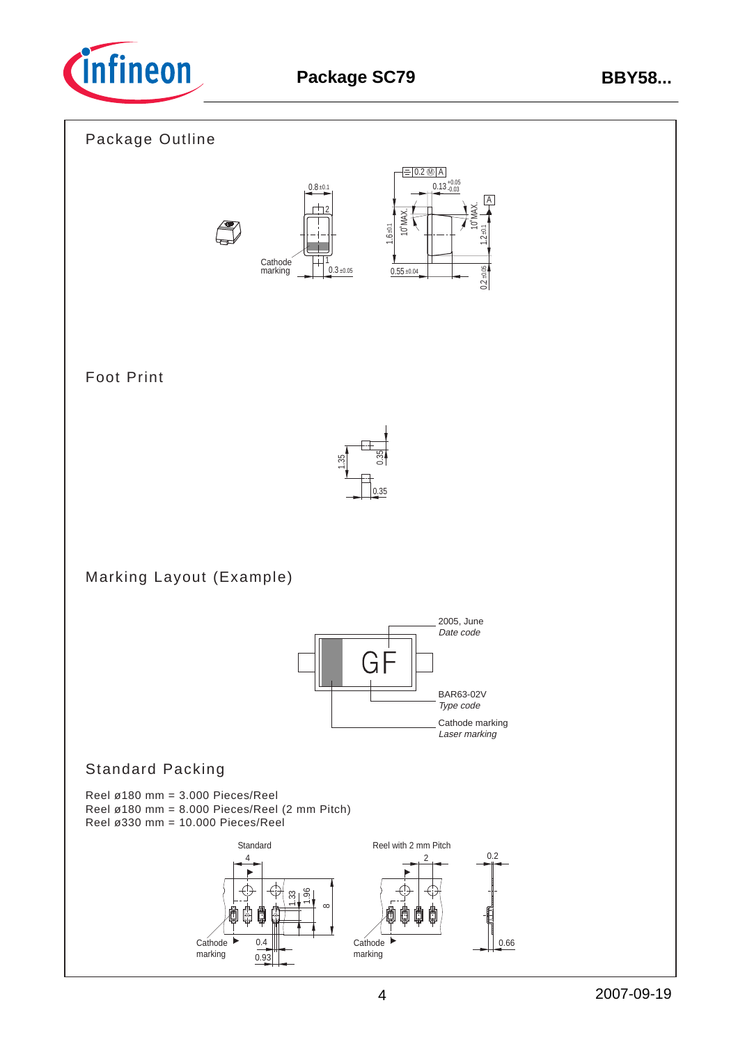## Package Outline

## Foot Print

## Marking Layout (Example)

## Standard Packing

Reel ø180 mm = 3.000 Pieces/Reel
Reel ø180 mm = 8.000 Pieces/Reel (2 mm Pitch)
Reel ø330 mm = 10.000 Pieces/Reel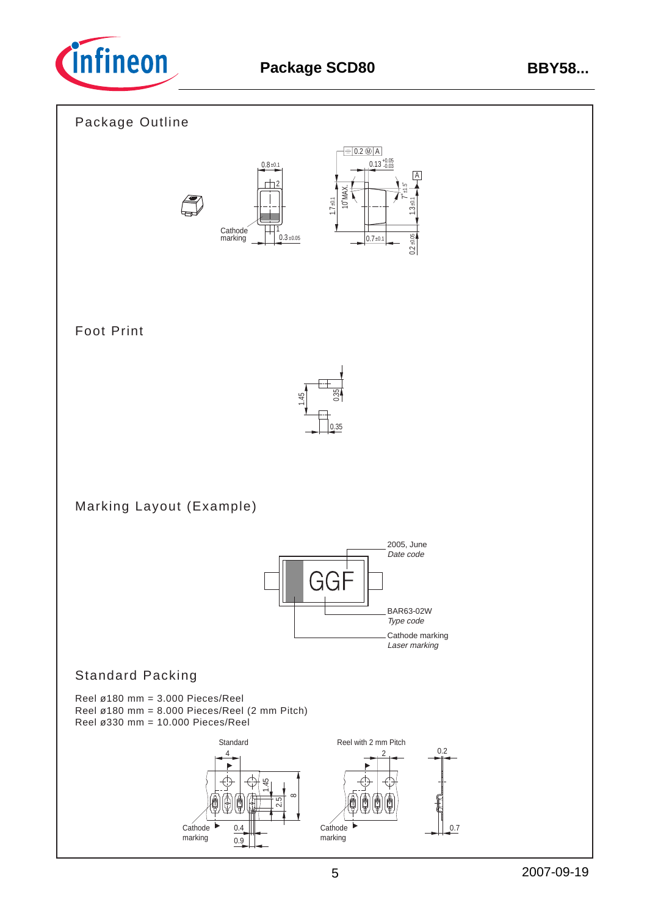# Package SCD80

## Package Outline

## Foot Print

## Marking Layout (Example)

## Standard Packing

Reel ø180 mm = 3.000 Pieces/Reel
Reel ø180 mm = 8.000 Pieces/Reel (2 mm Pitch)
Reel ø330 mm = 10.000 Pieces/Reel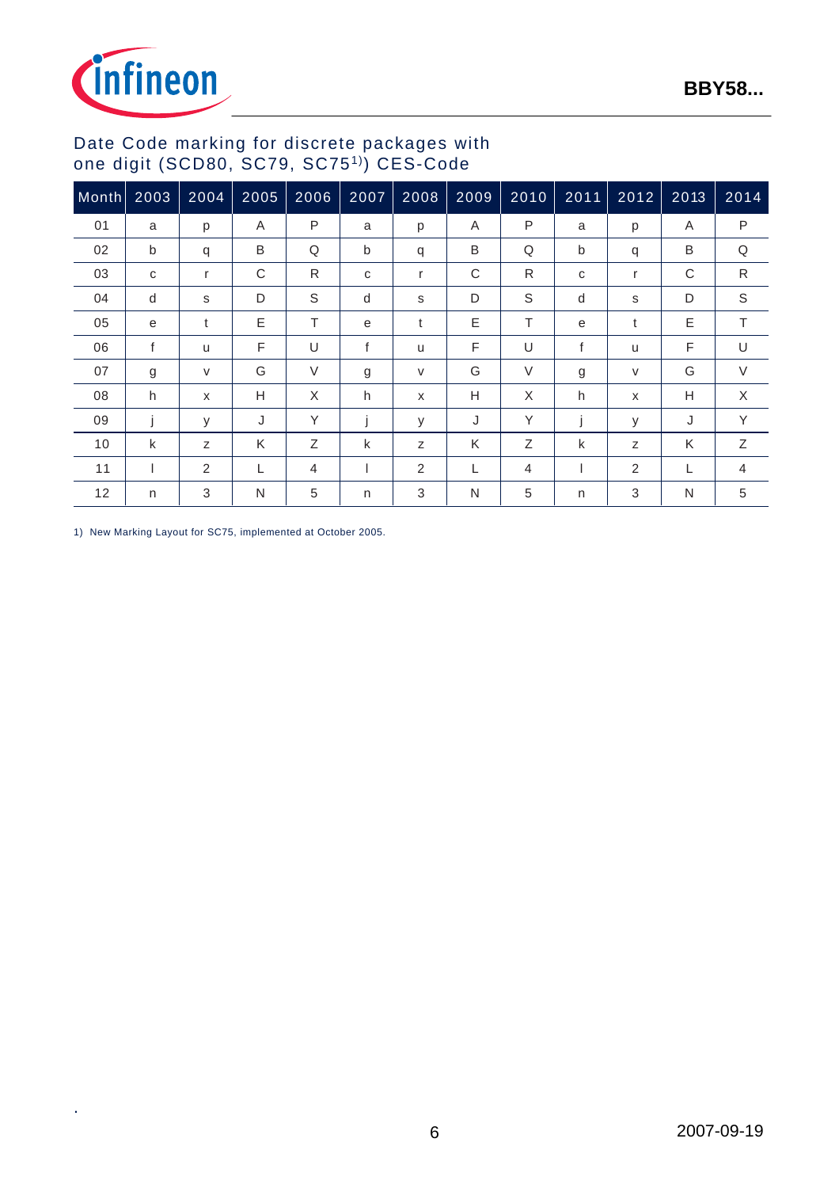## Date Code marking for discrete packages with one digit (SCD80, SC79, SC75[1)]) CES-Code

| Month | 2003 | 2004 | 2005 | 2006 | 2007 | 2008 | 2009 | 2010 | 2011 | 2012 | 2013 | 2014 |
|---|---|---|---|---|---|---|---|---|---|---|---|---|
| 01 | a | p | A | P | a | p | A | P | a | p | A | P |
| 02 | b | q | B | Q | b | q | B | Q | b | q | B | Q |
| 03 | c | r | C | R | c | r | C | R | c | r | C | R |
| 04 | d | s | D | S | d | s | D | S | d | s | D | S |
| 05 | e | t | E | T | e | t | E | T | e | t | E | T |
| 06 | f | u | F | U | f | u | F | U | f | u | F | U |
| 07 | g | v | G | V | g | v | G | V | g | v | G | V |
| 08 | h | x | H | X | h | x | H | X | h | x | H | X |
| 09 | j | y | J | Y | j | y | J | Y | j | y | J | Y |
| 10 | k | z | K | Z | k | z | K | Z | k | z | K | Z |
| 11 | l | 2 | L | 4 | l | 2 | L | 4 | l | 2 | L | 4 |
| 12 | n | 3 | N | 5 | n | 3 | N | 5 | n | 3 | N | 5 |

1) New Marking Layout for SC75, implemented at October 2005.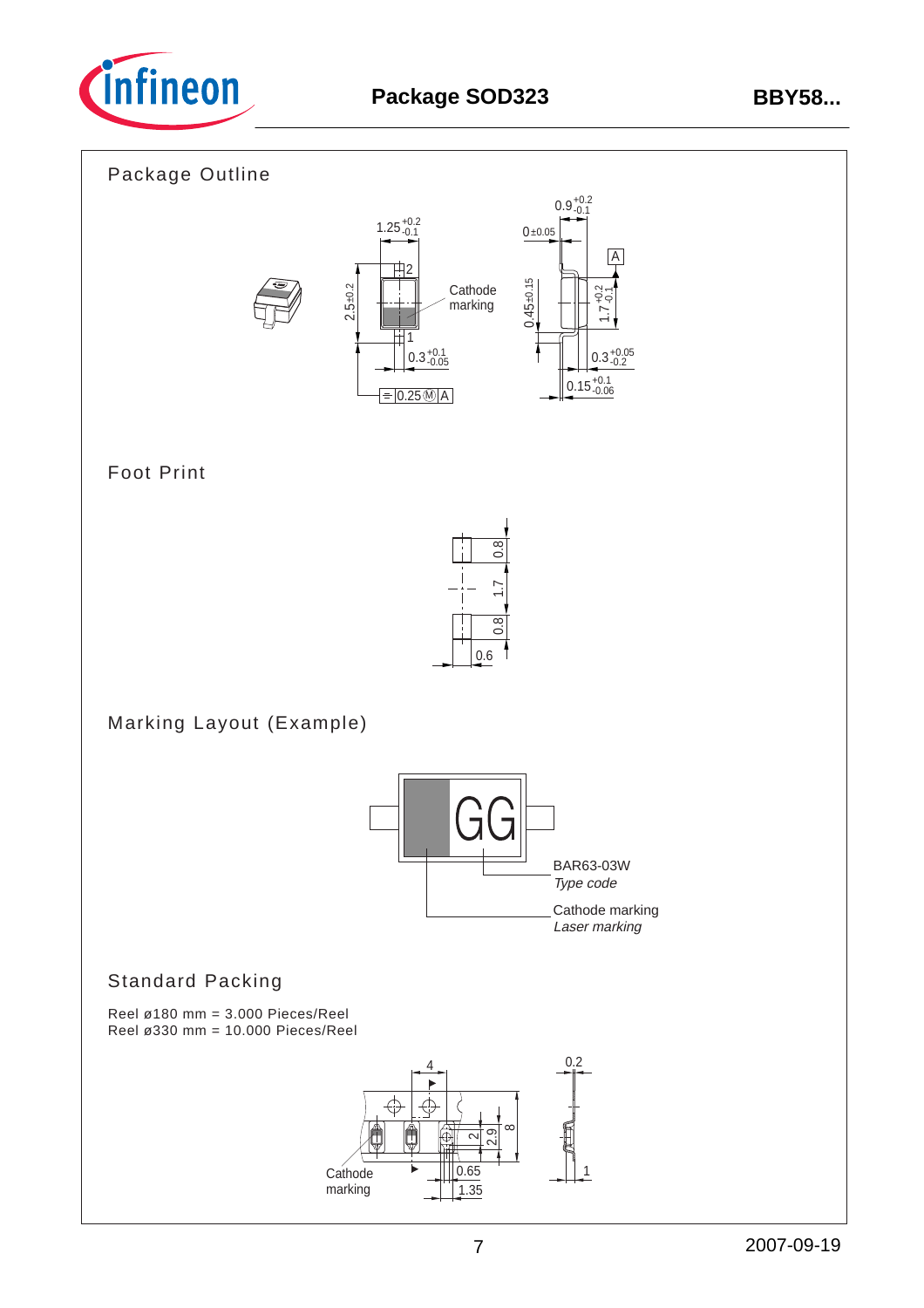# Package SOD323

## Package Outline

## Foot Print

## Marking Layout (Example)

BAR63-03W
*Type code*

Cathode marking
*Laser marking*

## Standard Packing

Reel ø180 mm = 3.000 Pieces/Reel
Reel ø330 mm = 10.000 Pieces/Reel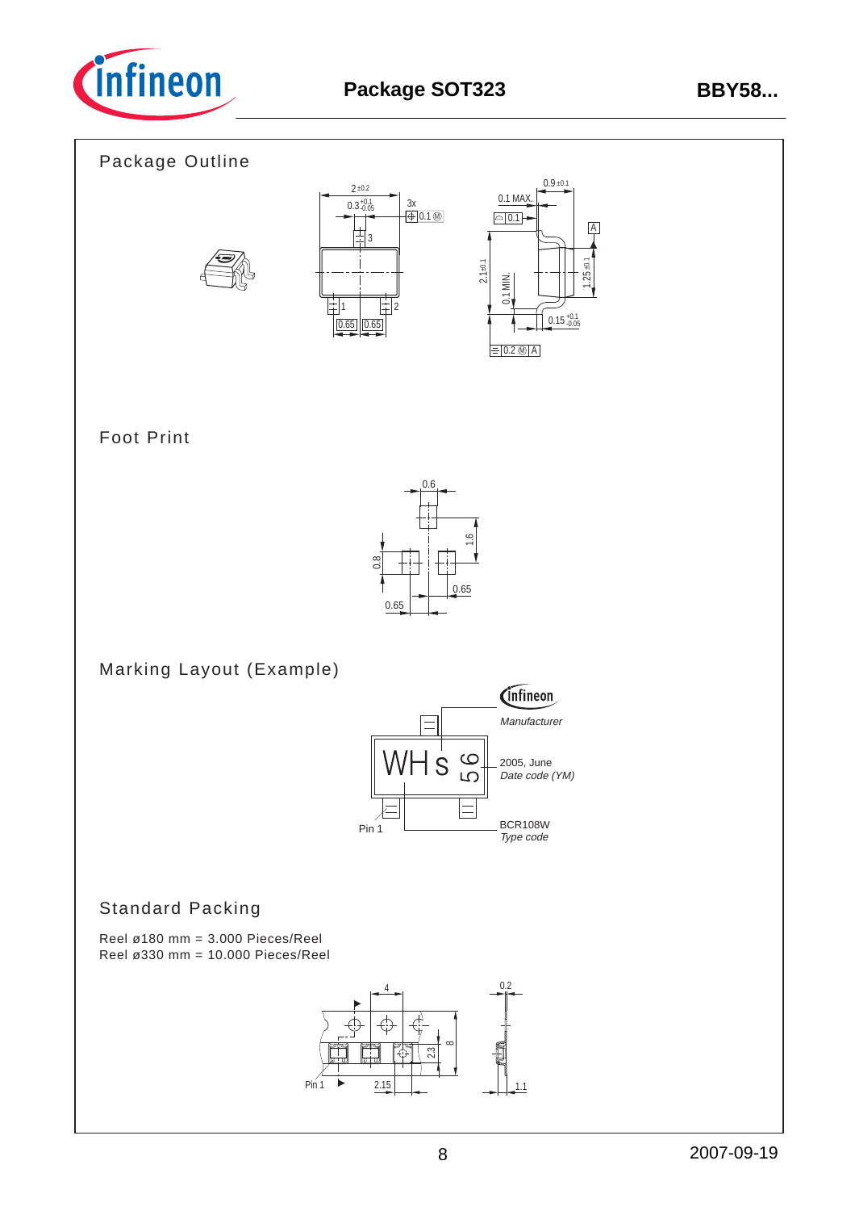## Package SOT323

### Package Outline

### Foot Print

### Marking Layout (Example)

Manufacturer

2005, June
*Date code (YM)*

Pin 1

BCR108W
*Type code*

### Standard Packing

Reel ø180 mm = 3.000 Pieces/Reel
Reel ø330 mm = 10.000 Pieces/Reel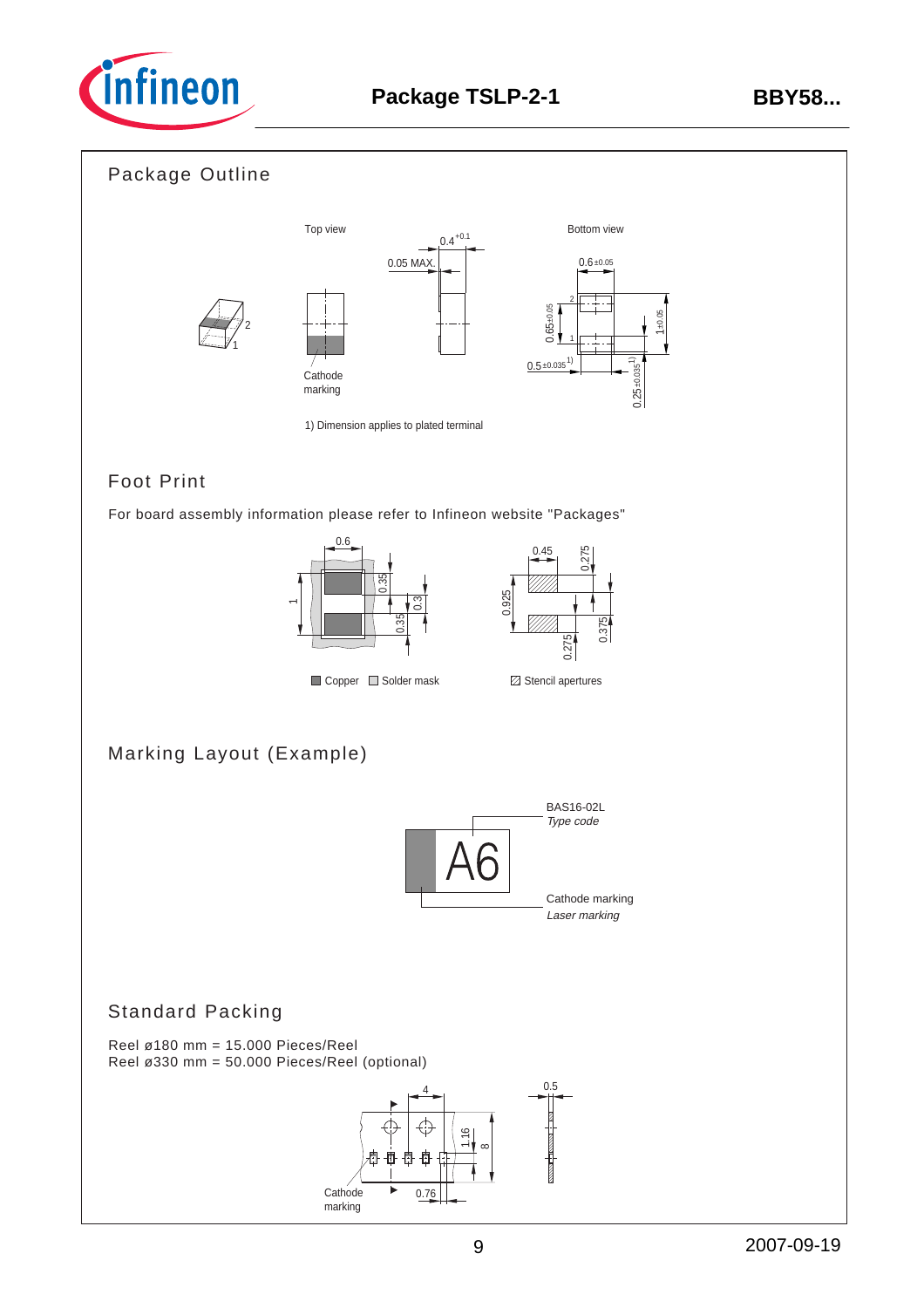# Package TSLP-2-1

## Package Outline

Top view

Bottom view

Cathode marking

1) Dimension applies to plated terminal

## Foot Print

For board assembly information please refer to Infineon website "Packages"

Copper  Solder mask

Stencil apertures

## Marking Layout (Example)

BAS16-02L
*Type code*

Cathode marking
*Laser marking*

## Standard Packing

Reel ø180 mm = 15.000 Pieces/Reel
Reel ø330 mm = 50.000 Pieces/Reel (optional)

Cathode marking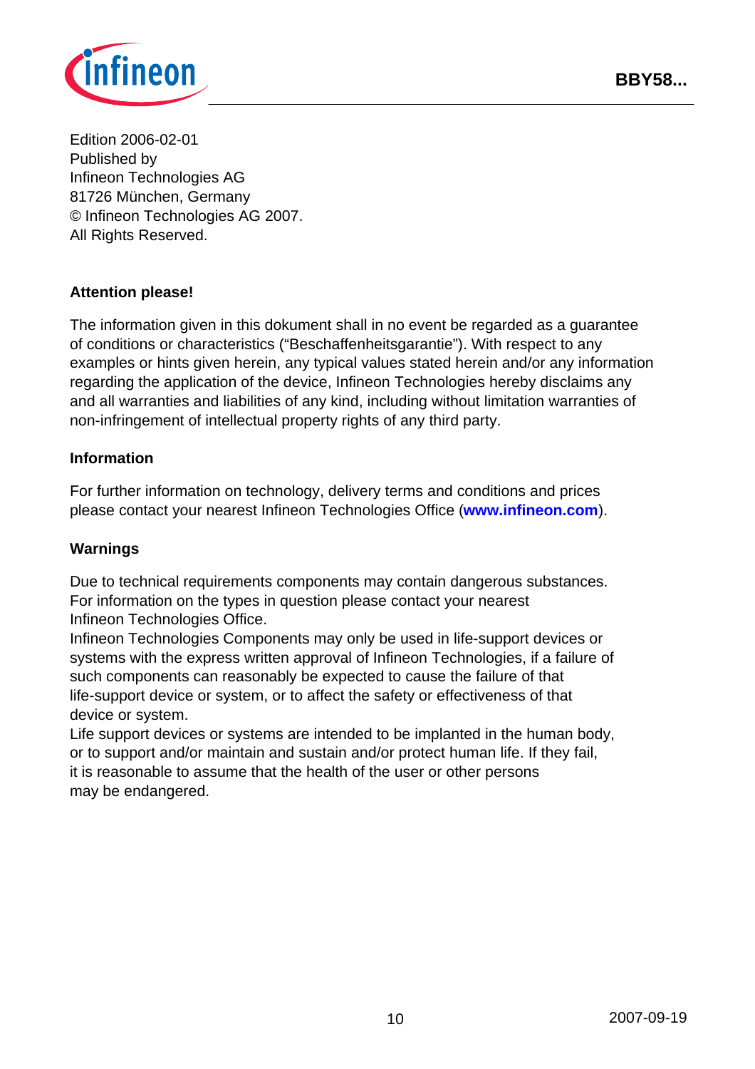Edition 2006-02-01
Published by
Infineon Technologies AG
81726 München, Germany
© Infineon Technologies AG 2007.
All Rights Reserved.

**Attention please!**

The information given in this dokument shall in no event be regarded as a guarantee of conditions or characteristics ("Beschaffenheitsgarantie"). With respect to any examples or hints given herein, any typical values stated herein and/or any information regarding the application of the device, Infineon Technologies hereby disclaims any and all warranties and liabilities of any kind, including without limitation warranties of non-infringement of intellectual property rights of any third party.

**Information**

For further information on technology, delivery terms and conditions and prices please contact your nearest Infineon Technologies Office (**www.infineon.com**).

**Warnings**

Due to technical requirements components may contain dangerous substances. For information on the types in question please contact your nearest Infineon Technologies Office.
Infineon Technologies Components may only be used in life-support devices or systems with the express written approval of Infineon Technologies, if a failure of such components can reasonably be expected to cause the failure of that life-support device or system, or to affect the safety or effectiveness of that device or system.
Life support devices or systems are intended to be implanted in the human body, or to support and/or maintain and sustain and/or protect human life. If they fail, it is reasonable to assume that the health of the user or other persons may be endangered.